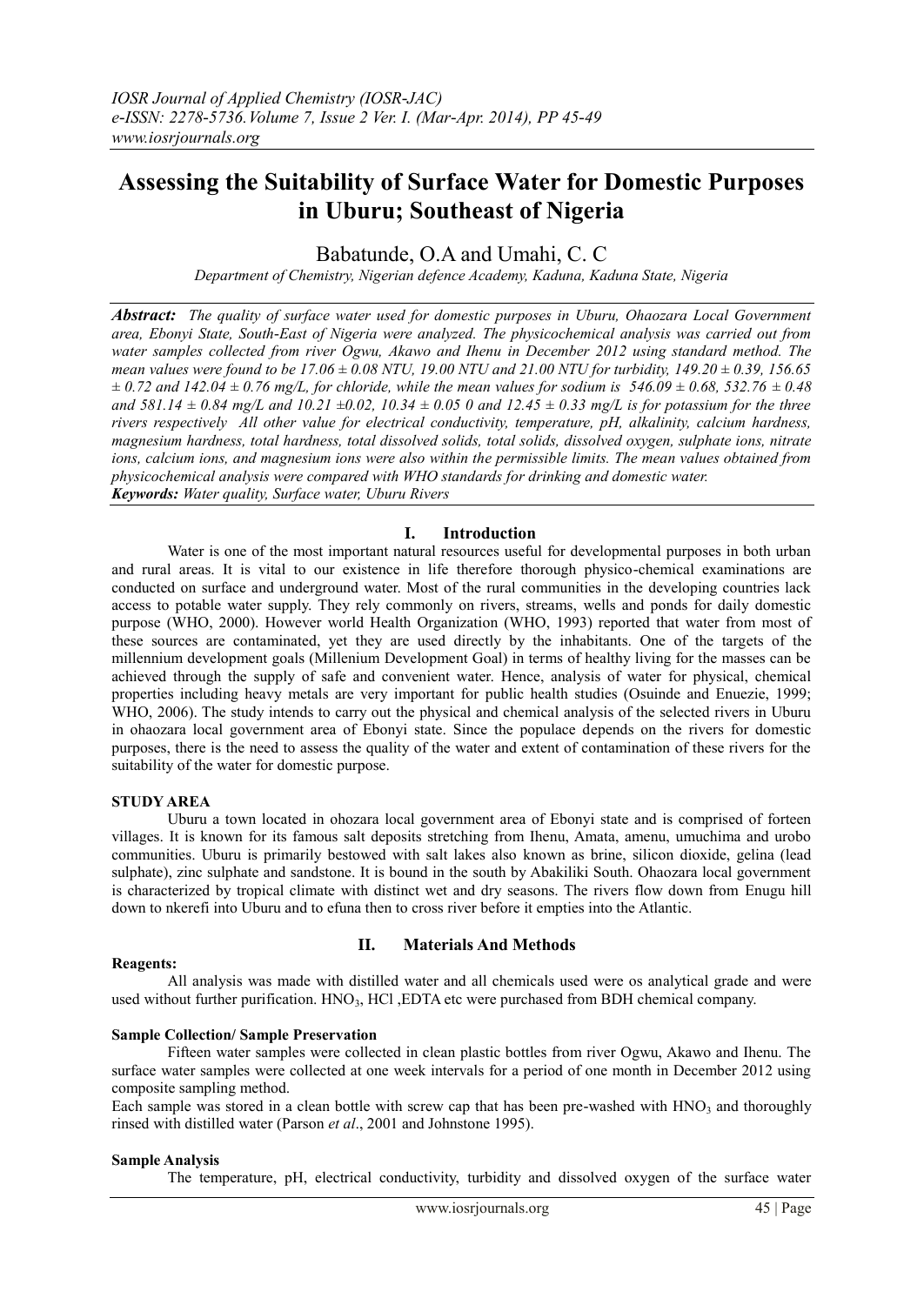# Assessing the Suitability of Surface Water for Domestic Purposes in Uburu; Southeast of Nigeria

Babatunde, O.A and Umahi, C. C

*Department of Chemistry, Nigerian defence Academy, Kaduna, Kaduna State, Nigeria*

***Abstract:*** *The quality of surface water used for domestic purposes in Uburu, Ohaozara Local Government area, Ebonyi State, South-East of Nigeria were analyzed. The physicochemical analysis was carried out from water samples collected from river Ogwu, Akawo and Ihenu in December 2012 using standard method. The mean values were found to be 17.06 ± 0.08 NTU, 19.00 NTU and 21.00 NTU for turbidity, 149.20 ± 0.39, 156.65 ± 0.72 and 142.04 ± 0.76 mg/L, for chloride, while the mean values for sodium is 546.09 ± 0.68, 532.76 ± 0.48 and 581.14 ± 0.84 mg/L and 10.21 ±0.02, 10.34 ± 0.05 0 and 12.45 ± 0.33 mg/L is for potassium for the three rivers respectively All other value for electrical conductivity, temperature, pH, alkalinity, calcium hardness, magnesium hardness, total hardness, total dissolved solids, total solids, dissolved oxygen, sulphate ions, nitrate ions, calcium ions, and magnesium ions were also within the permissible limits. The mean values obtained from physicochemical analysis were compared with WHO standards for drinking and domestic water.*

***Keywords:*** *Water quality, Surface water, Uburu Rivers*

## I. Introduction

Water is one of the most important natural resources useful for developmental purposes in both urban and rural areas. It is vital to our existence in life therefore thorough physico-chemical examinations are conducted on surface and underground water. Most of the rural communities in the developing countries lack access to potable water supply. They rely commonly on rivers, streams, wells and ponds for daily domestic purpose (WHO, 2000). However world Health Organization (WHO, 1993) reported that water from most of these sources are contaminated, yet they are used directly by the inhabitants. One of the targets of the millennium development goals (Millenium Development Goal) in terms of healthy living for the masses can be achieved through the supply of safe and convenient water. Hence, analysis of water for physical, chemical properties including heavy metals are very important for public health studies (Osuinde and Enuezie, 1999; WHO, 2006). The study intends to carry out the physical and chemical analysis of the selected rivers in Uburu in ohaozara local government area of Ebonyi state. Since the populace depends on the rivers for domestic purposes, there is the need to assess the quality of the water and extent of contamination of these rivers for the suitability of the water for domestic purpose.

**STUDY AREA**

Uburu a town located in ohozara local government area of Ebonyi state and is comprised of forteen villages. It is known for its famous salt deposits stretching from Ihenu, Amata, amenu, umuchima and urobo communities. Uburu is primarily bestowed with salt lakes also known as brine, silicon dioxide, gelina (lead sulphate), zinc sulphate and sandstone. It is bound in the south by Abakiliki South. Ohaozara local government is characterized by tropical climate with distinct wet and dry seasons. The rivers flow down from Enugu hill down to nkerefi into Uburu and to efuna then to cross river before it empties into the Atlantic.

## II. Materials And Methods

**Reagents:**

All analysis was made with distilled water and all chemicals used were os analytical grade and were used without further purification. $HNO_3$, HCl ,EDTA etc were purchased from BDH chemical company.

**Sample Collection/ Sample Preservation**

Fifteen water samples were collected in clean plastic bottles from river Ogwu, Akawo and Ihenu. The surface water samples were collected at one week intervals for a period of one month in December 2012 using composite sampling method.

Each sample was stored in a clean bottle with screw cap that has been pre-washed with $HNO_3$ and thoroughly rinsed with distilled water (Parson *et al*., 2001 and Johnstone 1995).

**Sample Analysis**

The temperature, pH, electrical conductivity, turbidity and dissolved oxygen of the surface water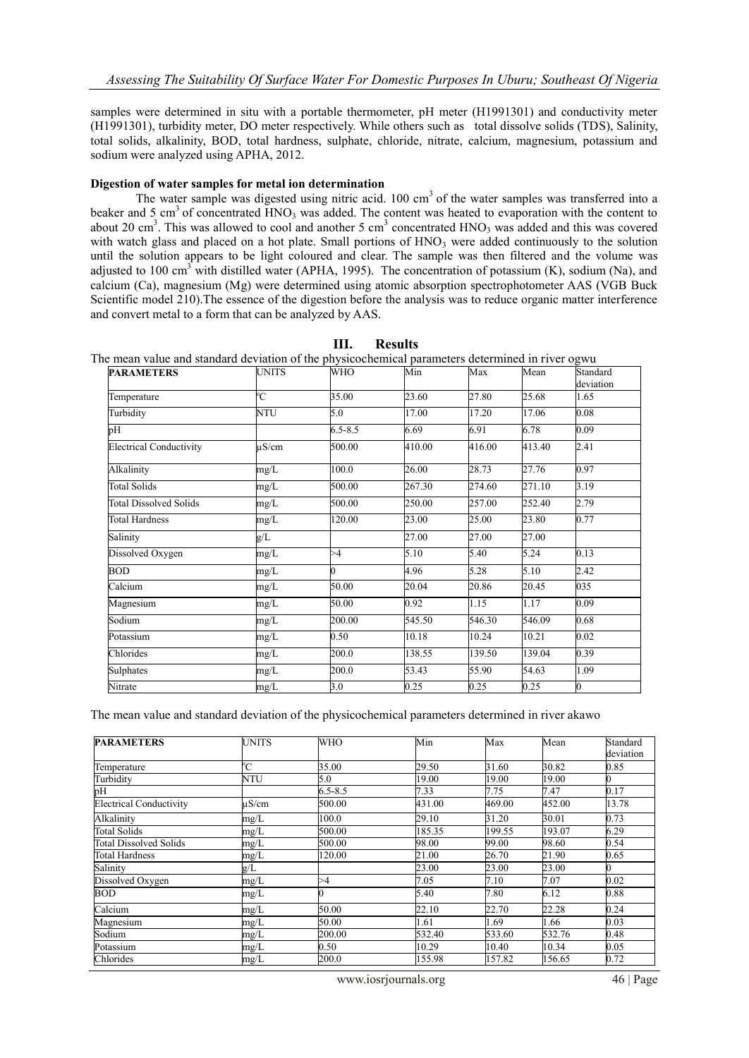samples were determined in situ with a portable thermometer, pH meter (H1991301) and conductivity meter (H1991301), turbidity meter, DO meter respectively. While others such as total dissolve solids (TDS), Salinity, total solids, alkalinity, BOD, total hardness, sulphate, chloride, nitrate, calcium, magnesium, potassium and sodium were analyzed using APHA, 2012.

**Digestion of water samples for metal ion determination**

The water sample was digested using nitric acid. 100 $cm^3$ of the water samples was transferred into a beaker and 5 $cm^3$ of concentrated $HNO_3$ was added. The content was heated to evaporation with the content to about 20 $cm^3$. This was allowed to cool and another 5 $cm^3$ concentrated $HNO_3$ was added and this was covered with watch glass and placed on a hot plate. Small portions of $HNO_3$ were added continuously to the solution until the solution appears to be light coloured and clear. The sample was then filtered and the volume was adjusted to 100 $cm^3$ with distilled water (APHA, 1995). The concentration of potassium (K), sodium (Na), and calcium (Ca), magnesium (Mg) were determined using atomic absorption spectrophotometer AAS (VGB Buck Scientific model 210).The essence of the digestion before the analysis was to reduce organic matter interference and convert metal to a form that can be analyzed by AAS.

## III. Results

The mean value and standard deviation of the physicochemical parameters determined in river ogwu

| PARAMETERS | UNITS | WHO | Min | Max | Mean | Standard deviation |
|---|---|---|---|---|---|---|
| Temperature | °C | 35.00 | 23.60 | 27.80 | 25.68 | 1.65 |
| Turbidity | NTU | 5.0 | 17.00 | 17.20 | 17.06 | 0.08 |
| pH | | 6.5-8.5 | 6.69 | 6.91 | 6.78 | 0.09 |
| Electrical Conductivity | μS/cm | 500.00 | 410.00 | 416.00 | 413.40 | 2.41 |
| Alkalinity | mg/L | 100.0 | 26.00 | 28.73 | 27.76 | 0.97 |
| Total Solids | mg/L | 500.00 | 267.30 | 274.60 | 271.10 | 3.19 |
| Total Dissolved Solids | mg/L | 500.00 | 250.00 | 257.00 | 252.40 | 2.79 |
| Total Hardness | mg/L | 120.00 | 23.00 | 25.00 | 23.80 | 0.77 |
| Salinity | g/L | | 27.00 | 27.00 | 27.00 | |
| Dissolved Oxygen | mg/L | >4 | 5.10 | 5.40 | 5.24 | 0.13 |
| BOD | mg/L | 0 | 4.96 | 5.28 | 5.10 | 2.42 |
| Calcium | mg/L | 50.00 | 20.04 | 20.86 | 20.45 | 035 |
| Magnesium | mg/L | 50.00 | 0.92 | 1.15 | 1.17 | 0.09 |
| Sodium | mg/L | 200.00 | 545.50 | 546.30 | 546.09 | 0.68 |
| Potassium | mg/L | 0.50 | 10.18 | 10.24 | 10.21 | 0.02 |
| Chlorides | mg/L | 200.0 | 138.55 | 139.50 | 139.04 | 0.39 |
| Sulphates | mg/L | 200.0 | 53.43 | 55.90 | 54.63 | 1.09 |
| Nitrate | mg/L | 3.0 | 0.25 | 0.25 | 0.25 | 0 |

The mean value and standard deviation of the physicochemical parameters determined in river akawo

| PARAMETERS | UNITS | WHO | Min | Max | Mean | Standard deviation |
|---|---|---|---|---|---|---|
| Temperature | °C | 35.00 | 29.50 | 31.60 | 30.82 | 0.85 |
| Turbidity | NTU | 5.0 | 19.00 | 19.00 | 19.00 | 0 |
| pH | | 6.5-8.5 | 7.33 | 7.75 | 7.47 | 0.17 |
| Electrical Conductivity | μS/cm | 500.00 | 431.00 | 469.00 | 452.00 | 13.78 |
| Alkalinity | mg/L | 100.0 | 29.10 | 31.20 | 30.01 | 0.73 |
| Total Solids | mg/L | 500.00 | 185.35 | 199.55 | 193.07 | 6.29 |
| Total Dissolved Solids | mg/L | 500.00 | 98.00 | 99.00 | 98.60 | 0.54 |
| Total Hardness | mg/L | 120.00 | 21.00 | 26.70 | 21.90 | 0.65 |
| Salinity | g/L | | 23.00 | 23.00 | 23.00 | 0 |
| Dissolved Oxygen | mg/L | >4 | 7.05 | 7.10 | 7.07 | 0.02 |
| BOD | mg/L | 0 | 5.40 | 7.80 | 6.12 | 0.88 |
| Calcium | mg/L | 50.00 | 22.10 | 22.70 | 22.28 | 0.24 |
| Magnesium | mg/L | 50.00 | 1.61 | 1.69 | 1.66 | 0.03 |
| Sodium | mg/L | 200.00 | 532.40 | 533.60 | 532.76 | 0.48 |
| Potassium | mg/L | 0.50 | 10.29 | 10.40 | 10.34 | 0.05 |
| Chlorides | mg/L | 200.0 | 155.98 | 157.82 | 156.65 | 0.72 |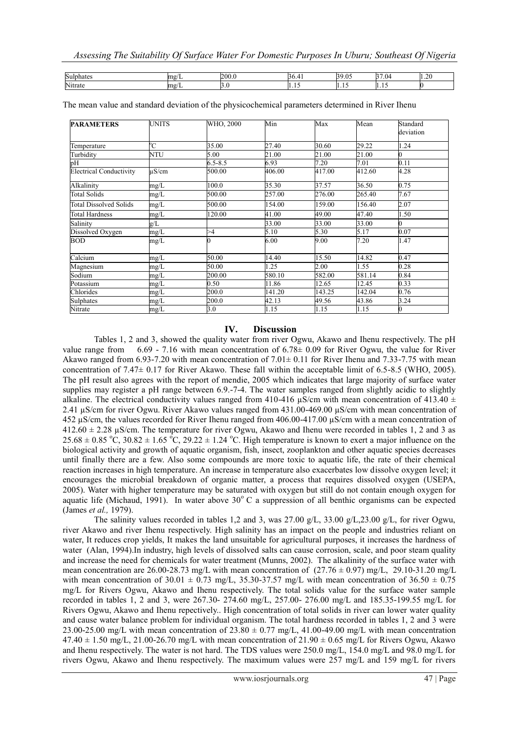| Sulphates | mg/L | 200.0 | 36.41 | 39.05 | 37.04 | 1.20 |
|---|---|---|---|---|---|---|
| Nitrate | mg/L | 3.0 | 1.15 | 1.15 | 1.15 | 0 |

The mean value and standard deviation of the physicochemical parameters determined in River Ihenu

| **PARAMETERS** | UNITS | WHO, 2000 | Min | Max | Mean | Standard deviation |
|---|---|---|---|---|---|---|
| Temperature | $^{o}$C | 35.00 | 27.40 | 30.60 | 29.22 | 1.24 |
| Turbidity | NTU | 5.00 | 21.00 | 21.00 | 21.00 | 0 |
| pH | | 6.5-8.5 | 6.93 | 7.20 | 7.01 | 0.11 |
| Electrical Conductivity | µS/cm | 500.00 | 406.00 | 417.00 | 412.60 | 4.28 |
| Alkalinity | mg/L | 100.0 | 35.30 | 37.57 | 36.50 | 0.75 |
| Total Solids | mg/L | 500.00 | 257.00 | 276.00 | 265.40 | 7.67 |
| Total Dissolved Solids | mg/L | 500.00 | 154.00 | 159.00 | 156.40 | 2.07 |
| Total Hardness | mg/L | 120.00 | 41.00 | 49.00 | 47.40 | 1.50 |
| Salinity | g/L | | 33.00 | 33.00 | 33.00 | 0 |
| Dissolved Oxygen | mg/L | >4 | 5.10 | 5.30 | 5.17 | 0.07 |
| BOD | mg/L | 0 | 6.00 | 9.00 | 7.20 | 1.47 |
| Calcium | mg/L | 50.00 | 14.40 | 15.50 | 14.82 | 0.47 |
| Magnesium | mg/L | 50.00 | 1.25 | 2.00 | 1.55 | 0.28 |
| Sodium | mg/L | 200.00 | 580.10 | 582.00 | 581.14 | 0.84 |
| Potassium | mg/L | 0.50 | 11.86 | 12.65 | 12.45 | 0.33 |
| Chlorides | mg/L | 200.0 | 141.20 | 143.25 | 142.04 | 0.76 |
| Sulphates | mg/L | 200.0 | 42.13 | 49.56 | 43.86 | 3.24 |
| Nitrate | mg/L | 3.0 | 1.15 | 1.15 | 1.15 | 0 |

# IV. Discussion

Tables 1, 2 and 3, showed the quality water from river Ogwu, Akawo and Ihenu respectively. The pH value range from 6.69 - 7.16 with mean concentration of 6.78± 0.09 for River Ogwu, the value for River Akawo ranged from 6.93-7.20 with mean concentration of 7.01± 0.11 for River Ihenu and 7.33-7.75 with mean concentration of 7.47± 0.17 for River Akawo. These fall within the acceptable limit of 6.5-8.5 (WHO, 2005). The pH result also agrees with the report of mendie, 2005 which indicates that large majority of surface water supplies may register a pH range between 6.9.-7-4. The water samples ranged from slightly acidic to slightly alkaline. The electrical conductivity values ranged from 410-416 µS/cm with mean concentration of 413.40 ± 2.41 µS/cm for river Ogwu. River Akawo values ranged from 431.00-469.00 µS/cm with mean concentration of 452 µS/cm, the values recorded for River Ihenu ranged from 406.00-417.00 µS/cm with a mean concentration of 412.60 ± 2.28 µS/cm. The temperature for river Ogwu, Akawo and Ihenu were recorded in tables 1, 2 and 3 as 25.68 ± 0.85 $^{o}$C, 30.82 ± 1.65 $^{o}$C, 29.22 ± 1.24 $^{o}$C. High temperature is known to exert a major influence on the biological activity and growth of aquatic organism, fish, insect, zooplankton and other aquatic species decreases until finally there are a few. Also some compounds are more toxic to aquatic life, the rate of their chemical reaction increases in high temperature. An increase in temperature also exacerbates low dissolve oxygen level; it encourages the microbial breakdown of organic matter, a process that requires dissolved oxygen (USEPA, 2005). Water with higher temperature may be saturated with oxygen but still do not contain enough oxygen for aquatic life (Michaud, 1991). In water above 30$^{o}$ C a suppression of all benthic organisms can be expected (James *et al.,* 1979).

The salinity values recorded in tables 1,2 and 3, was 27.00 g/L, 33.00 g/L,23.00 g/L, for river Ogwu, river Akawo and river Ihenu respectively. High salinity has an impact on the people and industries reliant on water, It reduces crop yields, It makes the land unsuitable for agricultural purposes, it increases the hardness of water (Alan, 1994).In industry, high levels of dissolved salts can cause corrosion, scale, and poor steam quality and increase the need for chemicals for water treatment (Munns, 2002). The alkalinity of the surface water with mean concentration are 26.00-28.73 mg/L with mean concentration of (27.76 ± 0.97) mg/L, 29.10-31.20 mg/L with mean concentration of 30.01 ± 0.73 mg/L, 35.30-37.57 mg/L with mean concentration of 36.50 ± 0.75 mg/L for Rivers Ogwu, Akawo and Ihenu respectively. The total solids value for the surface water sample recorded in tables 1, 2 and 3, were 267.30- 274.60 mg/L, 257.00- 276.00 mg/L and 185.35-199.55 mg/L for Rivers Ogwu, Akawo and Ihenu repectively.. High concentration of total solids in river can lower water quality and cause water balance problem for individual organism. The total hardness recorded in tables 1, 2 and 3 were 23.00-25.00 mg/L with mean concentration of 23.80 ± 0.77 mg/L, 41.00-49.00 mg/L with mean concentration 47.40 ± 1.50 mg/L, 21.00-26.70 mg/L with mean concentration of 21.90 ± 0.65 mg/L for Rivers Ogwu, Akawo and Ihenu respectively. The water is not hard. The TDS values were 250.0 mg/L, 154.0 mg/L and 98.0 mg/L for rivers Ogwu, Akawo and Ihenu respectively. The maximum values were 257 mg/L and 159 mg/L for rivers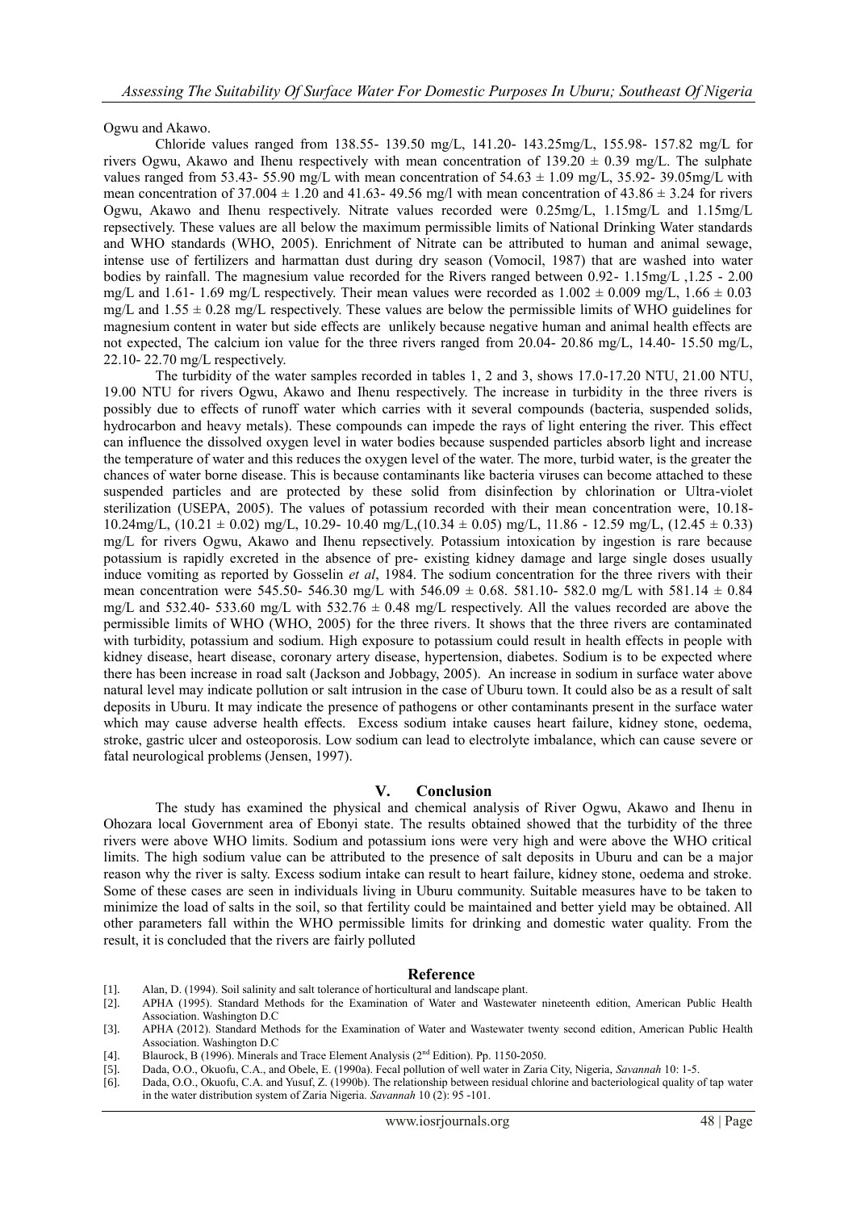Ogwu and Akawo.

Chloride values ranged from 138.55- 139.50 mg/L, 141.20- 143.25mg/L, 155.98- 157.82 mg/L for rivers Ogwu, Akawo and Ihenu respectively with mean concentration of $139.20 \pm 0.39$ mg/L. The sulphate values ranged from 53.43- 55.90 mg/L with mean concentration of $54.63 \pm 1.09$ mg/L, 35.92- 39.05mg/L with mean concentration of $37.004 \pm 1.20$ and 41.63- 49.56 mg/l with mean concentration of $43.86 \pm 3.24$ for rivers Ogwu, Akawo and Ihenu respectively. Nitrate values recorded were 0.25mg/L, 1.15mg/L and 1.15mg/L repsectively. These values are all below the maximum permissible limits of National Drinking Water standards and WHO standards (WHO, 2005). Enrichment of Nitrate can be attributed to human and animal sewage, intense use of fertilizers and harmattan dust during dry season (Vomocil, 1987) that are washed into water bodies by rainfall. The magnesium value recorded for the Rivers ranged between 0.92- 1.15mg/L ,1.25 - 2.00 mg/L and 1.61- 1.69 mg/L respectively. Their mean values were recorded as $1.002 \pm 0.009$ mg/L, $1.66 \pm 0.03$ mg/L and $1.55 \pm 0.28$ mg/L respectively. These values are below the permissible limits of WHO guidelines for magnesium content in water but side effects are unlikely because negative human and animal health effects are not expected, The calcium ion value for the three rivers ranged from 20.04- 20.86 mg/L, 14.40- 15.50 mg/L, 22.10- 22.70 mg/L respectively.

The turbidity of the water samples recorded in tables 1, 2 and 3, shows 17.0-17.20 NTU, 21.00 NTU, 19.00 NTU for rivers Ogwu, Akawo and Ihenu respectively. The increase in turbidity in the three rivers is possibly due to effects of runoff water which carries with it several compounds (bacteria, suspended solids, hydrocarbon and heavy metals). These compounds can impede the rays of light entering the river. This effect can influence the dissolved oxygen level in water bodies because suspended particles absorb light and increase the temperature of water and this reduces the oxygen level of the water. The more, turbid water, is the greater the chances of water borne disease. This is because contaminants like bacteria viruses can become attached to these suspended particles and are protected by these solid from disinfection by chlorination or Ultra-violet sterilization (USEPA, 2005). The values of potassium recorded with their mean concentration were, 10.18-10.24mg/L, ($10.21 \pm 0.02$) mg/L, 10.29- 10.40 mg/L,($10.34 \pm 0.05$) mg/L, 11.86 - 12.59 mg/L, ($12.45 \pm 0.33$) mg/L for rivers Ogwu, Akawo and Ihenu repsectively. Potassium intoxication by ingestion is rare because potassium is rapidly excreted in the absence of pre- existing kidney damage and large single doses usually induce vomiting as reported by Gosselin *et al*, 1984. The sodium concentration for the three rivers with their mean concentration were 545.50- 546.30 mg/L with $546.09 \pm 0.68$. 581.10- 582.0 mg/L with $581.14 \pm 0.84$ mg/L and 532.40- 533.60 mg/L with $532.76 \pm 0.48$ mg/L respectively. All the values recorded are above the permissible limits of WHO (WHO, 2005) for the three rivers. It shows that the three rivers are contaminated with turbidity, potassium and sodium. High exposure to potassium could result in health effects in people with kidney disease, heart disease, coronary artery disease, hypertension, diabetes. Sodium is to be expected where there has been increase in road salt (Jackson and Jobbagy, 2005). An increase in sodium in surface water above natural level may indicate pollution or salt intrusion in the case of Uburu town. It could also be as a result of salt deposits in Uburu. It may indicate the presence of pathogens or other contaminants present in the surface water which may cause adverse health effects. Excess sodium intake causes heart failure, kidney stone, oedema, stroke, gastric ulcer and osteoporosis. Low sodium can lead to electrolyte imbalance, which can cause severe or fatal neurological problems (Jensen, 1997).

## V. Conclusion

The study has examined the physical and chemical analysis of River Ogwu, Akawo and Ihenu in Ohozara local Government area of Ebonyi state. The results obtained showed that the turbidity of the three rivers were above WHO limits. Sodium and potassium ions were very high and were above the WHO critical limits. The high sodium value can be attributed to the presence of salt deposits in Uburu and can be a major reason why the river is salty. Excess sodium intake can result to heart failure, kidney stone, oedema and stroke. Some of these cases are seen in individuals living in Uburu community. Suitable measures have to be taken to minimize the load of salts in the soil, so that fertility could be maintained and better yield may be obtained. All other parameters fall within the WHO permissible limits for drinking and domestic water quality. From the result, it is concluded that the rivers are fairly polluted

## Reference

[1]. Alan, D. (1994). Soil salinity and salt tolerance of horticultural and landscape plant.

[2]. APHA (1995). Standard Methods for the Examination of Water and Wastewater nineteenth edition, American Public Health Association. Washington D.C

[3]. APHA (2012). Standard Methods for the Examination of Water and Wastewater twenty second edition, American Public Health Association. Washington D.C

[4]. Blaurock, B (1996). Minerals and Trace Element Analysis (2nd Edition). Pp. 1150-2050.

[5]. Dada, O.O., Okuofu, C.A., and Obele, E. (1990a). Fecal pollution of well water in Zaria City, Nigeria, *Savannah* 10: 1-5.

[6]. Dada, O.O., Okuofu, C.A. and Yusuf, Z. (1990b). The relationship between residual chlorine and bacteriological quality of tap water in the water distribution system of Zaria Nigeria. *Savannah* 10 (2): 95 -101.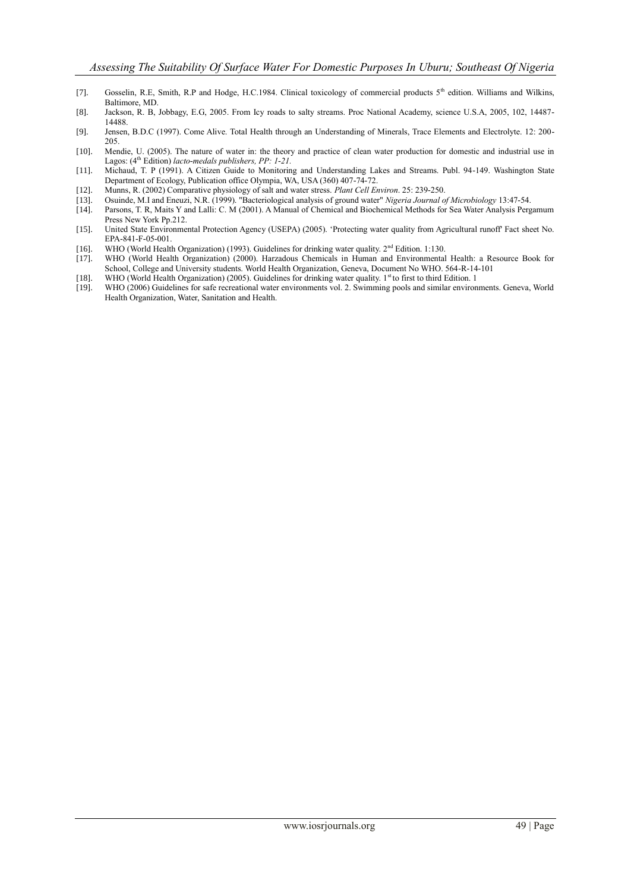[7]. Gosselin, R.E, Smith, R.P and Hodge, H.C.1984. Clinical toxicology of commercial products 5th edition. Williams and Wilkins, Baltimore, MD.

[8]. Jackson, R. B, Jobbagy, E.G, 2005. From Icy roads to salty streams. Proc National Academy, science U.S.A, 2005, 102, 14487-14488.

[9]. Jensen, B.D.C (1997). Come Alive. Total Health through an Understanding of Minerals, Trace Elements and Electrolyte. 12: 200-205.

[10]. Mendie, U. (2005). The nature of water in: the theory and practice of clean water production for domestic and industrial use in Lagos: (4th Edition) *lacto-medals publishers, PP: 1-21.*

[11]. Michaud, T. P (1991). A Citizen Guide to Monitoring and Understanding Lakes and Streams. Publ. 94-149. Washington State Department of Ecology, Publication office Olympia, WA, USA (360) 407-74-72.

[12]. Munns, R. (2002) Comparative physiology of salt and water stress. *Plant Cell Environ*. 25: 239-250.

[13]. Osuinde, M.I and Eneuzi, N.R. (1999). "Bacteriological analysis of ground water" *Nigeria Journal of Microbiology* 13:47-54.

[14]. Parsons, T. R, Maits Y and Lalli: C. M (2001). A Manual of Chemical and Biochemical Methods for Sea Water Analysis Pergamum Press New York Pp.212.

[15]. United State Environmental Protection Agency (USEPA) (2005). 'Protecting water quality from Agricultural runoff' Fact sheet No. EPA-841-F-05-001.

[16]. WHO (World Health Organization) (1993). Guidelines for drinking water quality. 2nd Edition. 1:130.

[17]. WHO (World Health Organization) (2000). Harzadous Chemicals in Human and Environmental Health: a Resource Book for School, College and University students. World Health Organization, Geneva, Document No WHO. 564-R-14-101

[18]. WHO (World Health Organization) (2005). Guidelines for drinking water quality. 1st to first to third Edition. 1

[19]. WHO (2006) Guidelines for safe recreational water environments vol. 2. Swimming pools and similar environments. Geneva, World Health Organization, Water, Sanitation and Health.